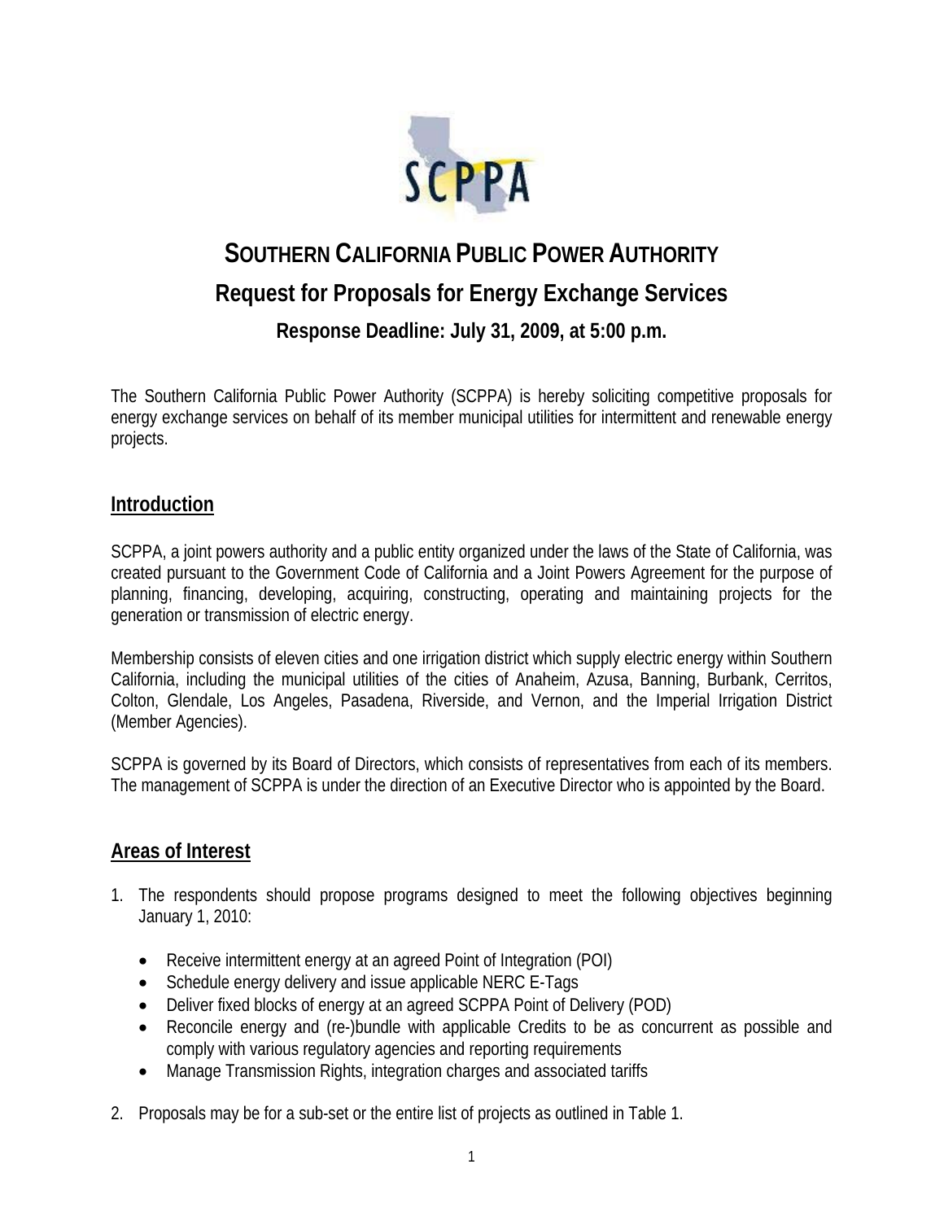# SOUTHERN CALIFORNIA PUBLIC POWER AUTHORITY

## Request for Proposals for Energy Exchange Services

### Response Deadline: July 31, 2009, at 5:00 p.m.

The Southern California Public Power Authority (SCPPA) is hereby soliciting competitive proposals for energy exchange services on behalf of its member municipal utilities for intermittent and renewable energy projects.

## Introduction

SCPPA, a joint powers authority and a public entity organized under the laws of the State of California, was created pursuant to the Government Code of California and a Joint Powers Agreement for the purpose of planning, financing, developing, acquiring, constructing, operating and maintaining projects for the generation or transmission of electric energy.

Membership consists of eleven cities and one irrigation district which supply electric energy within Southern California, including the municipal utilities of the cities of Anaheim, Azusa, Banning, Burbank, Cerritos, Colton, Glendale, Los Angeles, Pasadena, Riverside, and Vernon, and the Imperial Irrigation District (Member Agencies).

SCPPA is governed by its Board of Directors, which consists of representatives from each of its members. The management of SCPPA is under the direction of an Executive Director who is appointed by the Board.

## Areas of Interest

1. The respondents should propose programs designed to meet the following objectives beginning January 1, 2010:

   - Receive intermittent energy at an agreed Point of Integration (POI)
   - Schedule energy delivery and issue applicable NERC E-Tags
   - Deliver fixed blocks of energy at an agreed SCPPA Point of Delivery (POD)
   - Reconcile energy and (re-)bundle with applicable Credits to be as concurrent as possible and comply with various regulatory agencies and reporting requirements
   - Manage Transmission Rights, integration charges and associated tariffs

2. Proposals may be for a sub-set or the entire list of projects as outlined in Table 1.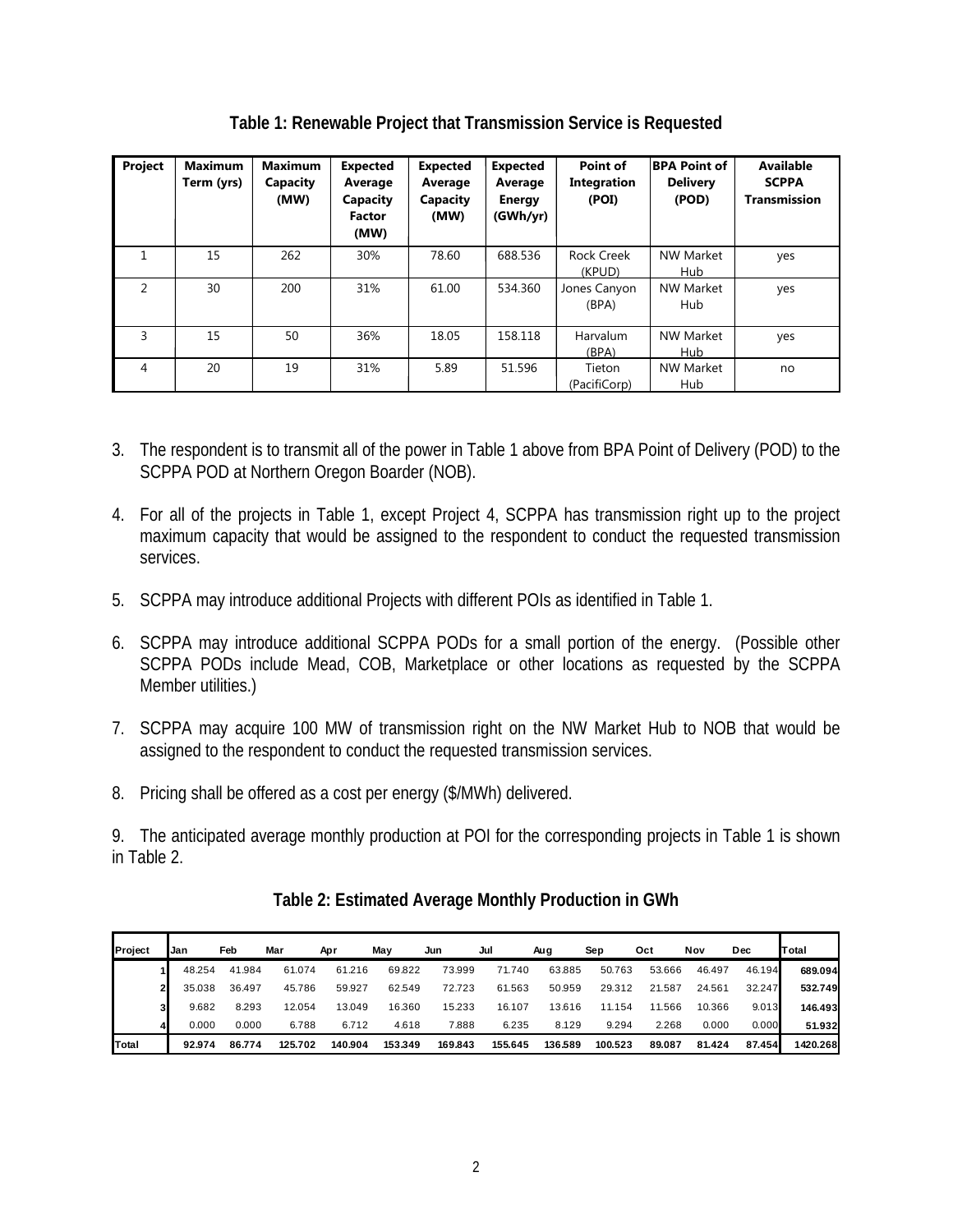**Table 1: Renewable Project that Transmission Service is Requested**

| Project | Maximum Term (yrs) | Maximum Capacity (MW) | Expected Average Capacity Factor (MW) | Expected Average Capacity (MW) | Expected Average Energy (GWh/yr) | Point of Integration (POI) | BPA Point of Delivery (POD) | Available SCPPA Transmission |
|---|---|---|---|---|---|---|---|---|
| 1 | 15 | 262 | 30% | 78.60 | 688.536 | Rock Creek (KPUD) | NW Market Hub | yes |
| 2 | 30 | 200 | 31% | 61.00 | 534.360 | Jones Canyon (BPA) | NW Market Hub | yes |
| 3 | 15 | 50 | 36% | 18.05 | 158.118 | Harvalum (BPA) | NW Market Hub | yes |
| 4 | 20 | 19 | 31% | 5.89 | 51.596 | Tieton (PacifiCorp) | NW Market Hub | no |

3. The respondent is to transmit all of the power in Table 1 above from BPA Point of Delivery (POD) to the SCPPA POD at Northern Oregon Boarder (NOB).

4. For all of the projects in Table 1, except Project 4, SCPPA has transmission right up to the project maximum capacity that would be assigned to the respondent to conduct the requested transmission services.

5. SCPPA may introduce additional Projects with different POIs as identified in Table 1.

6. SCPPA may introduce additional SCPPA PODs for a small portion of the energy. (Possible other SCPPA PODs include Mead, COB, Marketplace or other locations as requested by the SCPPA Member utilities.)

7. SCPPA may acquire 100 MW of transmission right on the NW Market Hub to NOB that would be assigned to the respondent to conduct the requested transmission services.

8. Pricing shall be offered as a cost per energy ($/MWh) delivered.

9. The anticipated average monthly production at POI for the corresponding projects in Table 1 is shown in Table 2.

**Table 2: Estimated Average Monthly Production in GWh**

| Project | Jan | Feb | Mar | Apr | May | Jun | Jul | Aug | Sep | Oct | Nov | Dec | Total |
|---|---|---|---|---|---|---|---|---|---|---|---|---|---|
| 1 | 48.254 | 41.984 | 61.074 | 61.216 | 69.822 | 73.999 | 71.740 | 63.885 | 50.763 | 53.666 | 46.497 | 46.194 | **689.094** |
| 2 | 35.038 | 36.497 | 45.786 | 59.927 | 62.549 | 72.723 | 61.563 | 50.959 | 29.312 | 21.587 | 24.561 | 32.247 | **532.749** |
| 3 | 9.682 | 8.293 | 12.054 | 13.049 | 16.360 | 15.233 | 16.107 | 13.616 | 11.154 | 11.566 | 10.366 | 9.013 | **146.493** |
| 4 | 0.000 | 0.000 | 6.788 | 6.712 | 4.618 | 7.888 | 6.235 | 8.129 | 9.294 | 2.268 | 0.000 | 0.000 | **51.932** |
| **Total** | **92.974** | **86.774** | **125.702** | **140.904** | **153.349** | **169.843** | **155.645** | **136.589** | **100.523** | **89.087** | **81.424** | **87.454** | **1420.268** |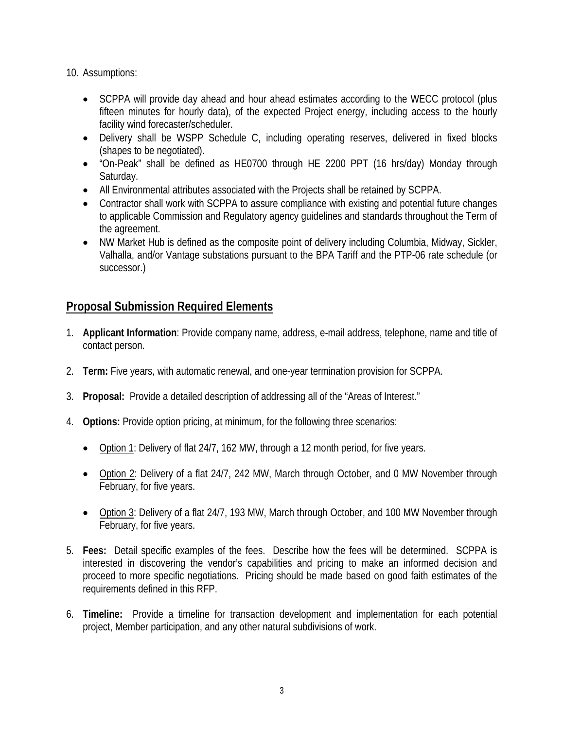10. Assumptions:

    - SCPPA will provide day ahead and hour ahead estimates according to the WECC protocol (plus fifteen minutes for hourly data), of the expected Project energy, including access to the hourly facility wind forecaster/scheduler.
    - Delivery shall be WSPP Schedule C, including operating reserves, delivered in fixed blocks (shapes to be negotiated).
    - "On-Peak" shall be defined as HE0700 through HE 2200 PPT (16 hrs/day) Monday through Saturday.
    - All Environmental attributes associated with the Projects shall be retained by SCPPA.
    - Contractor shall work with SCPPA to assure compliance with existing and potential future changes to applicable Commission and Regulatory agency guidelines and standards throughout the Term of the agreement.
    - NW Market Hub is defined as the composite point of delivery including Columbia, Midway, Sickler, Valhalla, and/or Vantage substations pursuant to the BPA Tariff and the PTP-06 rate schedule (or successor.)

## Proposal Submission Required Elements

1. **Applicant Information**: Provide company name, address, e-mail address, telephone, name and title of contact person.

2. **Term:** Five years, with automatic renewal, and one-year termination provision for SCPPA.

3. **Proposal:** Provide a detailed description of addressing all of the "Areas of Interest."

4. **Options:** Provide option pricing, at minimum, for the following three scenarios:

    - Option 1: Delivery of flat 24/7, 162 MW, through a 12 month period, for five years.
    - Option 2: Delivery of a flat 24/7, 242 MW, March through October, and 0 MW November through February, for five years.
    - Option 3: Delivery of a flat 24/7, 193 MW, March through October, and 100 MW November through February, for five years.

5. **Fees:** Detail specific examples of the fees. Describe how the fees will be determined. SCPPA is interested in discovering the vendor's capabilities and pricing to make an informed decision and proceed to more specific negotiations. Pricing should be made based on good faith estimates of the requirements defined in this RFP.

6. **Timeline:** Provide a timeline for transaction development and implementation for each potential project, Member participation, and any other natural subdivisions of work.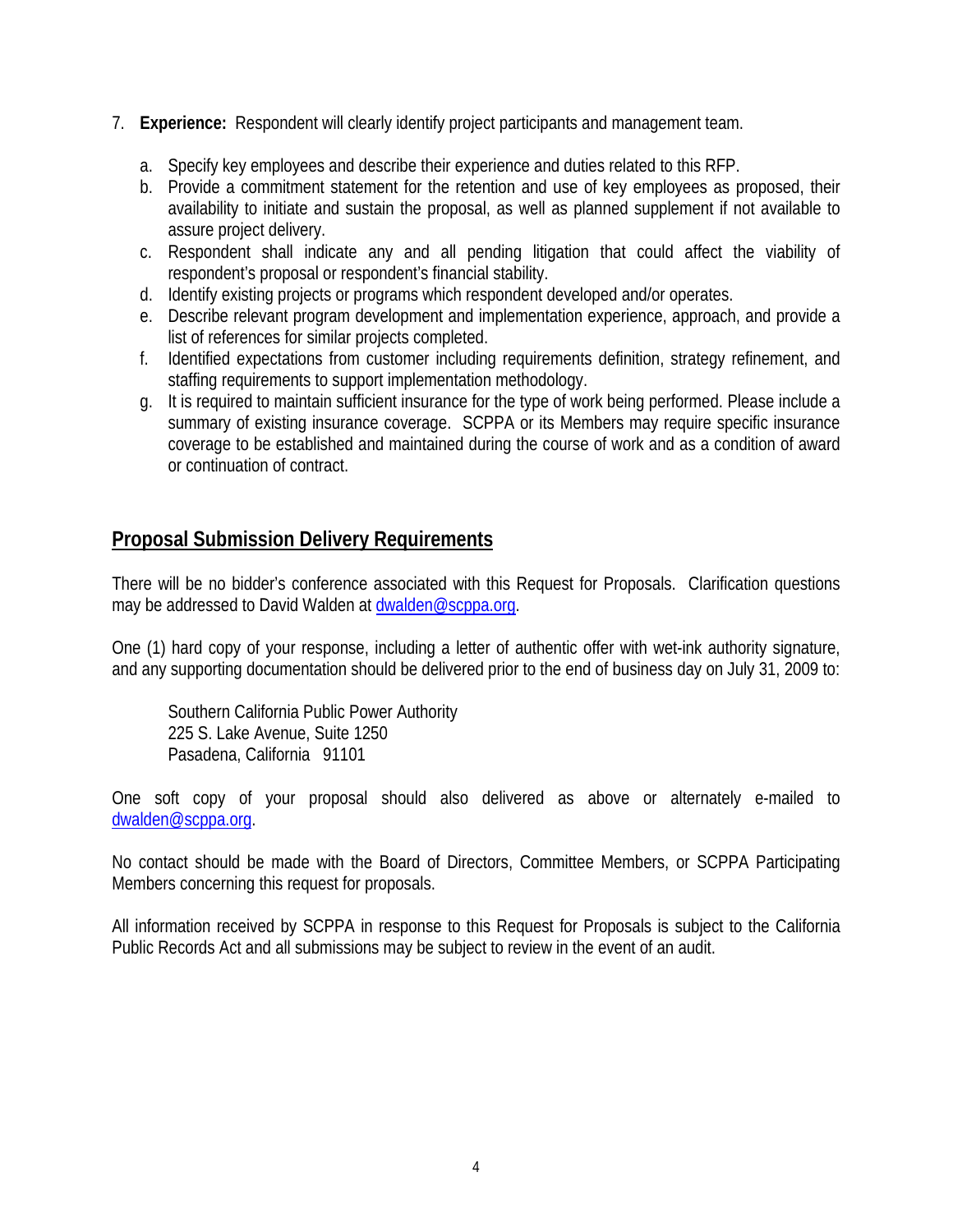7. **Experience:** Respondent will clearly identify project participants and management team.

   a. Specify key employees and describe their experience and duties related to this RFP.
   b. Provide a commitment statement for the retention and use of key employees as proposed, their availability to initiate and sustain the proposal, as well as planned supplement if not available to assure project delivery.
   c. Respondent shall indicate any and all pending litigation that could affect the viability of respondent's proposal or respondent's financial stability.
   d. Identify existing projects or programs which respondent developed and/or operates.
   e. Describe relevant program development and implementation experience, approach, and provide a list of references for similar projects completed.
   f. Identified expectations from customer including requirements definition, strategy refinement, and staffing requirements to support implementation methodology.
   g. It is required to maintain sufficient insurance for the type of work being performed. Please include a summary of existing insurance coverage. SCPPA or its Members may require specific insurance coverage to be established and maintained during the course of work and as a condition of award or continuation of contract.

## Proposal Submission Delivery Requirements

There will be no bidder's conference associated with this Request for Proposals. Clarification questions may be addressed to David Walden at dwalden@scppa.org.

One (1) hard copy of your response, including a letter of authentic offer with wet-ink authority signature, and any supporting documentation should be delivered prior to the end of business day on July 31, 2009 to:

Southern California Public Power Authority
225 S. Lake Avenue, Suite 1250
Pasadena, California 91101

One soft copy of your proposal should also delivered as above or alternately e-mailed to dwalden@scppa.org.

No contact should be made with the Board of Directors, Committee Members, or SCPPA Participating Members concerning this request for proposals.

All information received by SCPPA in response to this Request for Proposals is subject to the California Public Records Act and all submissions may be subject to review in the event of an audit.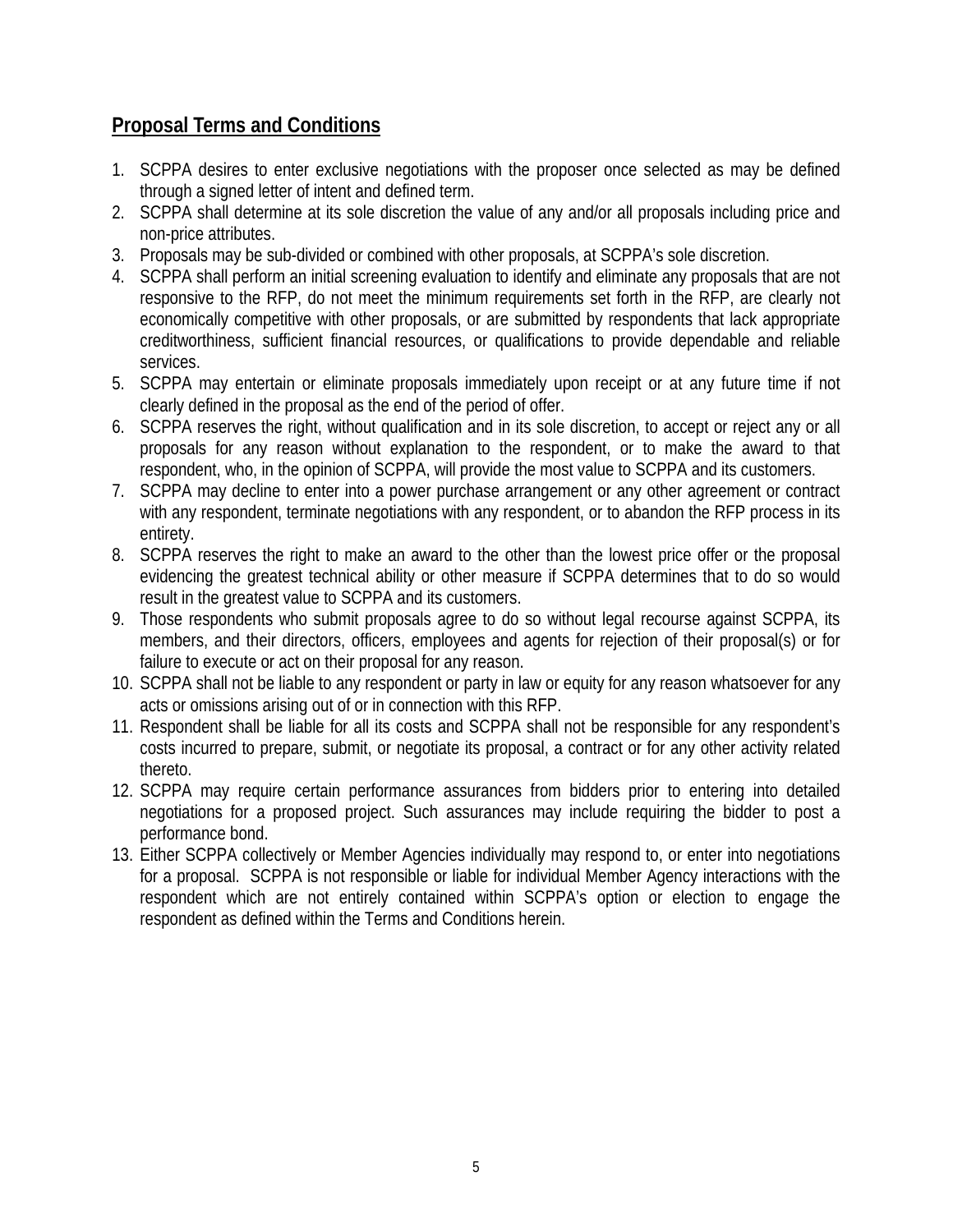## Proposal Terms and Conditions

1. SCPPA desires to enter exclusive negotiations with the proposer once selected as may be defined through a signed letter of intent and defined term.
2. SCPPA shall determine at its sole discretion the value of any and/or all proposals including price and non-price attributes.
3. Proposals may be sub-divided or combined with other proposals, at SCPPA's sole discretion.
4. SCPPA shall perform an initial screening evaluation to identify and eliminate any proposals that are not responsive to the RFP, do not meet the minimum requirements set forth in the RFP, are clearly not economically competitive with other proposals, or are submitted by respondents that lack appropriate creditworthiness, sufficient financial resources, or qualifications to provide dependable and reliable services.
5. SCPPA may entertain or eliminate proposals immediately upon receipt or at any future time if not clearly defined in the proposal as the end of the period of offer.
6. SCPPA reserves the right, without qualification and in its sole discretion, to accept or reject any or all proposals for any reason without explanation to the respondent, or to make the award to that respondent, who, in the opinion of SCPPA, will provide the most value to SCPPA and its customers.
7. SCPPA may decline to enter into a power purchase arrangement or any other agreement or contract with any respondent, terminate negotiations with any respondent, or to abandon the RFP process in its entirety.
8. SCPPA reserves the right to make an award to the other than the lowest price offer or the proposal evidencing the greatest technical ability or other measure if SCPPA determines that to do so would result in the greatest value to SCPPA and its customers.
9. Those respondents who submit proposals agree to do so without legal recourse against SCPPA, its members, and their directors, officers, employees and agents for rejection of their proposal(s) or for failure to execute or act on their proposal for any reason.
10. SCPPA shall not be liable to any respondent or party in law or equity for any reason whatsoever for any acts or omissions arising out of or in connection with this RFP.
11. Respondent shall be liable for all its costs and SCPPA shall not be responsible for any respondent's costs incurred to prepare, submit, or negotiate its proposal, a contract or for any other activity related thereto.
12. SCPPA may require certain performance assurances from bidders prior to entering into detailed negotiations for a proposed project. Such assurances may include requiring the bidder to post a performance bond.
13. Either SCPPA collectively or Member Agencies individually may respond to, or enter into negotiations for a proposal. SCPPA is not responsible or liable for individual Member Agency interactions with the respondent which are not entirely contained within SCPPA's option or election to engage the respondent as defined within the Terms and Conditions herein.